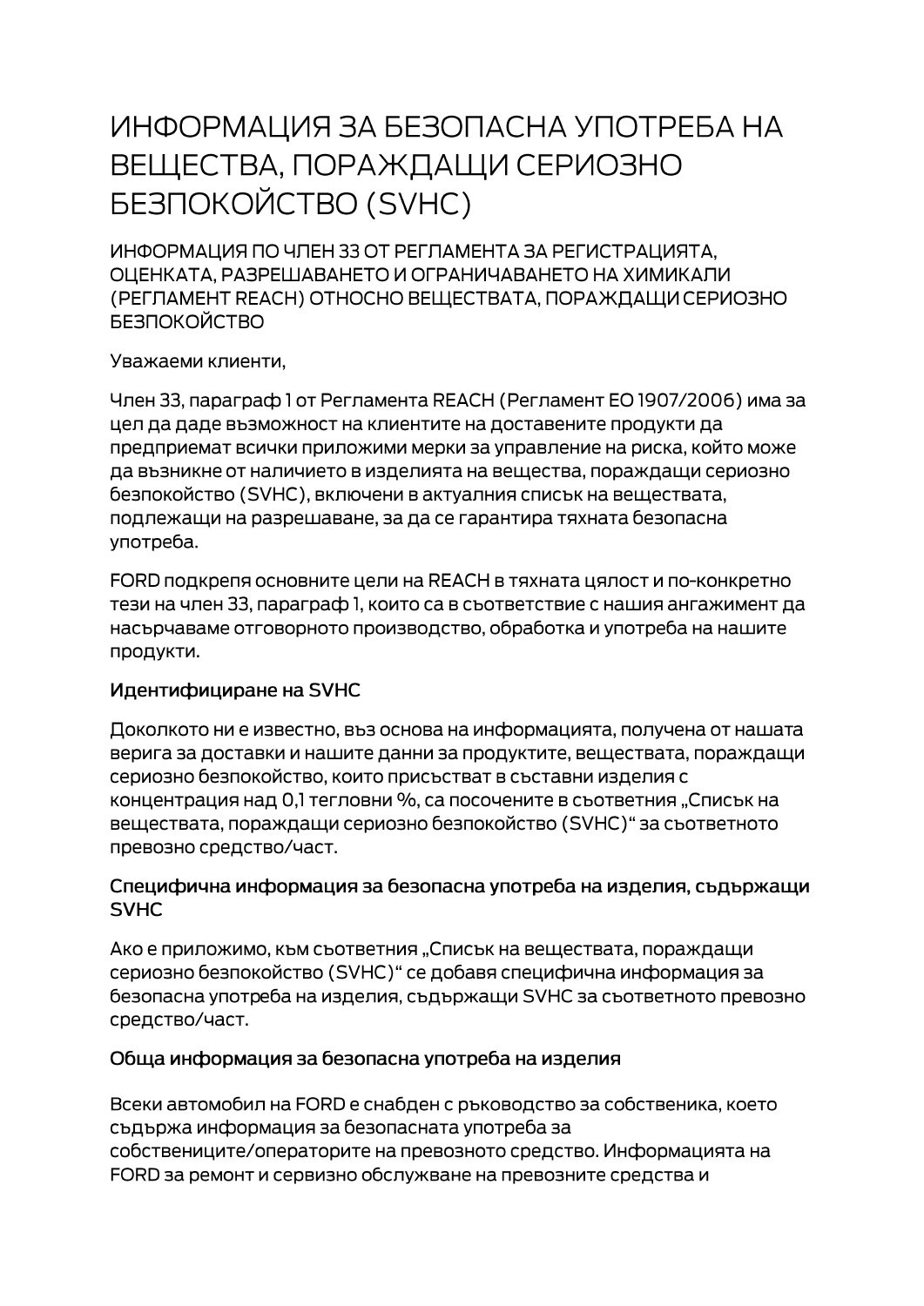# ИНФОРМАЦИЯ ЗА БЕЗОПАСНА УПОТРЕБА НА ВЕЩЕСТВА, ПОРАЖДАЩИ СЕРИОЗНО БЕЗПОКОЙСТВО (SVHC)

ИНФОРМАЦИЯ ПО ЧЛЕН 33 ОТ РЕГЛАМЕНТА ЗА РЕГИСТРАЦИЯТА, ОЦЕНКАТА, РАЗРЕШАВАНЕТО И ОГРАНИЧАВАНЕТО НА ХИМИКАЛИ (РЕГЛАМЕНТ REACH) ОТНОСНО ВЕЩЕСТВАТА, ПОРАЖДАЩИ СЕРИОЗНО БЕЗПОКОЙСТВО

Уважаеми клиенти,

Член 33, параграф 1 от Регламента REACH (Регламент ЕО 1907/2006) има за цел да даде възможност на клиентите на доставените продукти да предприемат всички приложими мерки за управление на риска, който може да възникне от наличието в изделията на вещества, пораждащи сериозно безпокойство (SVHC), включени в актуалния списък на веществата, подлежащи на разрешаване, за да се гарантира тяхната безопасна употреба.

FORD подкрепя основните цели на REACH в тяхната цялост и по-конкретно тези на член 33, параграф 1, които са в съответствие с нашия ангажимент да насърчаваме отговорното производство, обработка и употреба на нашите продукти.

### Идентифициране на SVHC

Доколкото ни е известно, въз основа на информацията, получена от нашата верига за доставки и нашите данни за продуктите, веществата, пораждащи сериозно безпокойство, които присъстват в съставни изделия с концентрация над 0,1 тегловни %, са посочените в съответния „Списък на веществата, пораждащи сериозно безпокойство (SVHC)“ за съответното превозно средство/част.

### Специфична информация за безопасна употреба на изделия, съдържащи SVHC

Ако е приложимо, към съответния „Списък на веществата, пораждащи сериозно безпокойство (SVHC)“ се добавя специфична информация за безопасна употреба на изделия, съдържащи SVHC за съответното превозно средство/част.

### Обща информация за безопасна употреба на изделия

Всеки автомобил на FORD е снабден с ръководство за собственика, което съдържа информация за безопасната употреба за собствениците/операторите на превозното средство. Информацията на FORD за ремонт и сервизно обслужване на превозните средства и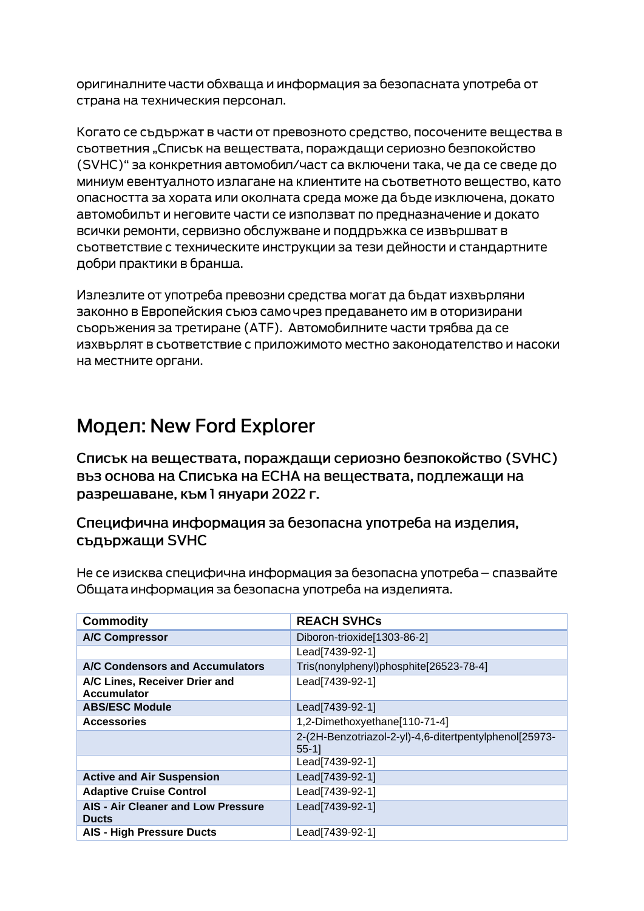оригиналните части обхваща и информация за безопасната употреба от страна на техническия персонал.

Когато се съдържат в части от превозното средство, посочените вещества в съответния „Списък на веществата, пораждащи сериозно безпокойство (SVHC)" за конкретния автомобил/част са включени така, че да се сведе до миниум евентуалното излагане на клиентите на съответното вещество, като опасността за хората или околната среда може да бъде изключена, докато автомобилът и неговите части се използват по предназначение и докато всички ремонти, сервизно обслужване и поддръжка се извършват в съответствие с техническите инструкции за тези дейности и стандартните добри практики в бранша.

Излезлите от употреба превозни средства могат да бъдат изхвърляни законно в Европейския съюз само чрез предаването им в оторизирани съоръжения за третиране (ATF). Автомобилните части трябва да се изхвърлят в съответствие с приложимото местно законодателство и насоки на местните органи.

# Модел: New Ford Explorer

## Списък на веществата, пораждащи сериозно безпокойство (SVHC) въз основа на Списъка на ЕСНА на веществата, подлежащи на разрешаване, към 1 януари 2022 г.

### Специфична информация за безопасна употреба на изделия, съдържащи SVHC

Не се изисква специфична информация за безопасна употреба – спазвайте Общата информация за безопасна употреба на изделията.

| Commodity | REACH SVHCs |
|---|---|
| **A/C Compressor** | Diboron-trioxide[1303-86-2] |
| | Lead[7439-92-1] |
| **A/C Condensors and Accumulators** | Tris(nonylphenyl)phosphite[26523-78-4] |
| **A/C Lines, Receiver Drier and Accumulator** | Lead[7439-92-1] |
| **ABS/ESC Module** | Lead[7439-92-1] |
| **Accessories** | 1,2-Dimethoxyethane[110-71-4] |
| | 2-(2H-Benzotriazol-2-yl)-4,6-ditertpentylphenol[25973-55-1] |
| | Lead[7439-92-1] |
| **Active and Air Suspension** | Lead[7439-92-1] |
| **Adaptive Cruise Control** | Lead[7439-92-1] |
| **AIS - Air Cleaner and Low Pressure Ducts** | Lead[7439-92-1] |
| **AIS - High Pressure Ducts** | Lead[7439-92-1] |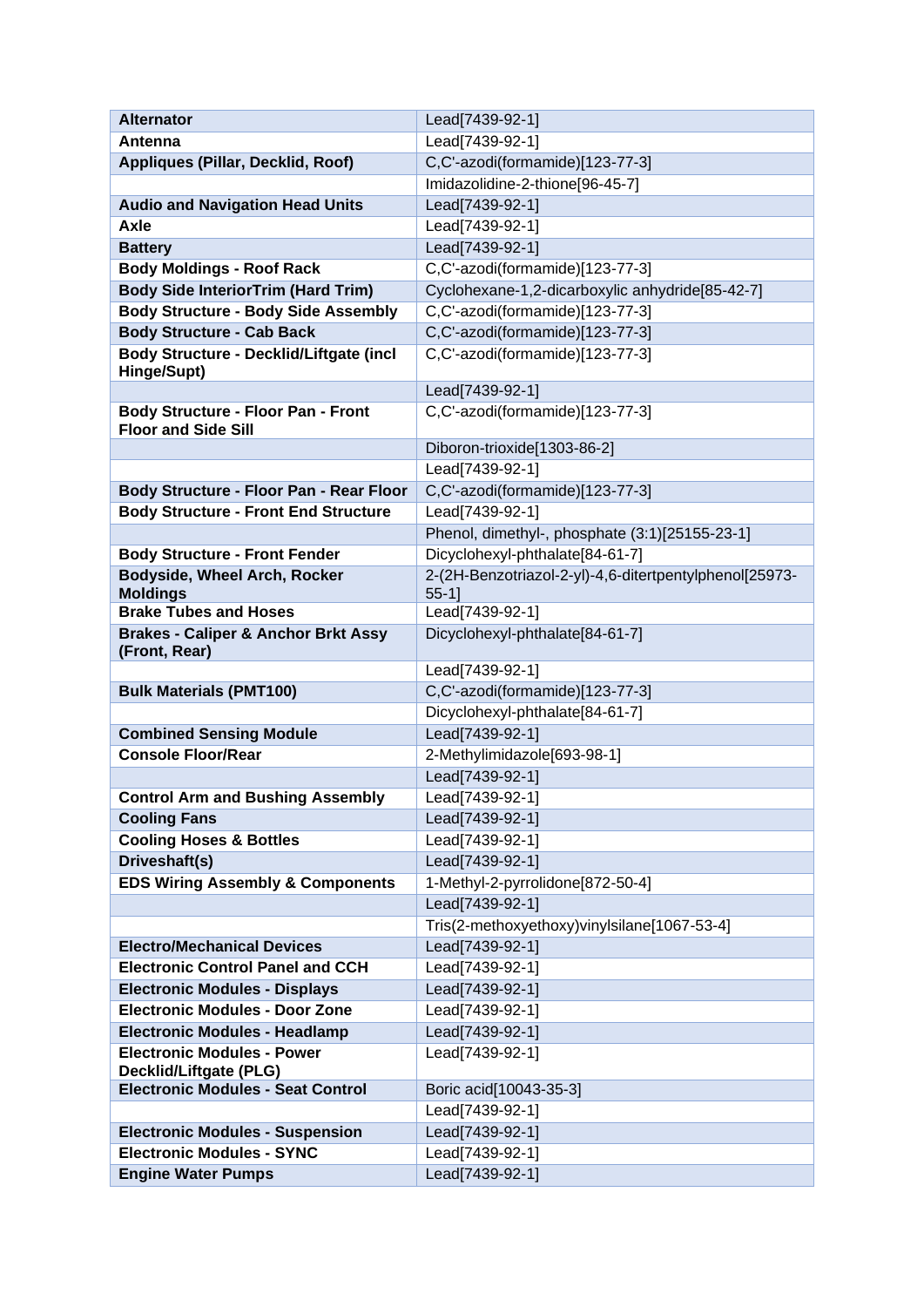| | |
|---|---|
| **Alternator** | Lead[7439-92-1] |
| **Antenna** | Lead[7439-92-1] |
| **Appliques (Pillar, Decklid, Roof)** | C,C'-azodi(formamide)[123-77-3] |
| | Imidazolidine-2-thione[96-45-7] |
| **Audio and Navigation Head Units** | Lead[7439-92-1] |
| **Axle** | Lead[7439-92-1] |
| **Battery** | Lead[7439-92-1] |
| **Body Moldings - Roof Rack** | C,C'-azodi(formamide)[123-77-3] |
| **Body Side InteriorTrim (Hard Trim)** | Cyclohexane-1,2-dicarboxylic anhydride[85-42-7] |
| **Body Structure - Body Side Assembly** | C,C'-azodi(formamide)[123-77-3] |
| **Body Structure - Cab Back** | C,C'-azodi(formamide)[123-77-3] |
| **Body Structure - Decklid/Liftgate (incl Hinge/Supt)** | C,C'-azodi(formamide)[123-77-3] |
| | Lead[7439-92-1] |
| **Body Structure - Floor Pan - Front Floor and Side Sill** | C,C'-azodi(formamide)[123-77-3] |
| | Diboron-trioxide[1303-86-2] |
| | Lead[7439-92-1] |
| **Body Structure - Floor Pan - Rear Floor** | C,C'-azodi(formamide)[123-77-3] |
| **Body Structure - Front End Structure** | Lead[7439-92-1] |
| | Phenol, dimethyl-, phosphate (3:1)[25155-23-1] |
| **Body Structure - Front Fender** | Dicyclohexyl-phthalate[84-61-7] |
| **Bodyside, Wheel Arch, Rocker Moldings** | 2-(2H-Benzotriazol-2-yl)-4,6-ditertpentylphenol[25973-55-1] |
| **Brake Tubes and Hoses** | Lead[7439-92-1] |
| **Brakes - Caliper & Anchor Brkt Assy (Front, Rear)** | Dicyclohexyl-phthalate[84-61-7] |
| | Lead[7439-92-1] |
| **Bulk Materials (PMT100)** | C,C'-azodi(formamide)[123-77-3] |
| | Dicyclohexyl-phthalate[84-61-7] |
| **Combined Sensing Module** | Lead[7439-92-1] |
| **Console Floor/Rear** | 2-Methylimidazole[693-98-1] |
| | Lead[7439-92-1] |
| **Control Arm and Bushing Assembly** | Lead[7439-92-1] |
| **Cooling Fans** | Lead[7439-92-1] |
| **Cooling Hoses & Bottles** | Lead[7439-92-1] |
| **Driveshaft(s)** | Lead[7439-92-1] |
| **EDS Wiring Assembly & Components** | 1-Methyl-2-pyrrolidone[872-50-4] |
| | Lead[7439-92-1] |
| | Tris(2-methoxyethoxy)vinylsilane[1067-53-4] |
| **Electro/Mechanical Devices** | Lead[7439-92-1] |
| **Electronic Control Panel and CCH** | Lead[7439-92-1] |
| **Electronic Modules - Displays** | Lead[7439-92-1] |
| **Electronic Modules - Door Zone** | Lead[7439-92-1] |
| **Electronic Modules - Headlamp** | Lead[7439-92-1] |
| **Electronic Modules - Power Decklid/Liftgate (PLG)** | Lead[7439-92-1] |
| **Electronic Modules - Seat Control** | Boric acid[10043-35-3] |
| | Lead[7439-92-1] |
| **Electronic Modules - Suspension** | Lead[7439-92-1] |
| **Electronic Modules - SYNC** | Lead[7439-92-1] |
| **Engine Water Pumps** | Lead[7439-92-1] |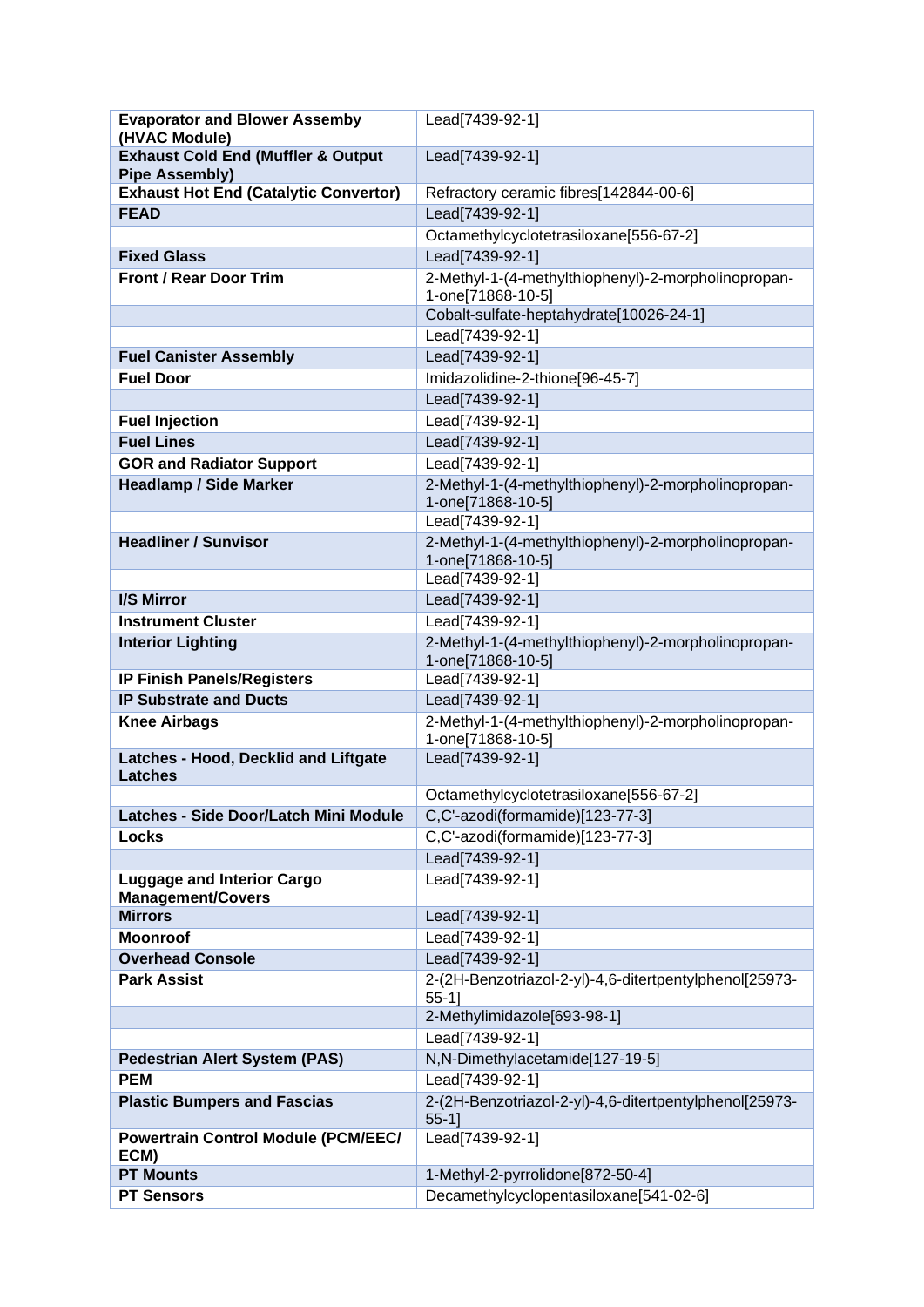| **Evaporator and Blower Assemby (HVAC Module)** | Lead[7439-92-1] |
|---|---|
| **Exhaust Cold End (Muffler & Output Pipe Assembly)** | Lead[7439-92-1] |
| **Exhaust Hot End (Catalytic Convertor)** | Refractory ceramic fibres[142844-00-6] |
| **FEAD** | Lead[7439-92-1] |
| | Octamethylcyclotetrasiloxane[556-67-2] |
| **Fixed Glass** | Lead[7439-92-1] |
| **Front / Rear Door Trim** | 2-Methyl-1-(4-methylthiophenyl)-2-morpholinopropan-1-one[71868-10-5] |
| | Cobalt-sulfate-heptahydrate[10026-24-1] |
| | Lead[7439-92-1] |
| **Fuel Canister Assembly** | Lead[7439-92-1] |
| **Fuel Door** | Imidazolidine-2-thione[96-45-7] |
| | Lead[7439-92-1] |
| **Fuel Injection** | Lead[7439-92-1] |
| **Fuel Lines** | Lead[7439-92-1] |
| **GOR and Radiator Support** | Lead[7439-92-1] |
| **Headlamp / Side Marker** | 2-Methyl-1-(4-methylthiophenyl)-2-morpholinopropan-1-one[71868-10-5] |
| | Lead[7439-92-1] |
| **Headliner / Sunvisor** | 2-Methyl-1-(4-methylthiophenyl)-2-morpholinopropan-1-one[71868-10-5] |
| | Lead[7439-92-1] |
| **I/S Mirror** | Lead[7439-92-1] |
| **Instrument Cluster** | Lead[7439-92-1] |
| **Interior Lighting** | 2-Methyl-1-(4-methylthiophenyl)-2-morpholinopropan-1-one[71868-10-5] |
| **IP Finish Panels/Registers** | Lead[7439-92-1] |
| **IP Substrate and Ducts** | Lead[7439-92-1] |
| **Knee Airbags** | 2-Methyl-1-(4-methylthiophenyl)-2-morpholinopropan-1-one[71868-10-5] |
| **Latches - Hood, Decklid and Liftgate Latches** | Lead[7439-92-1] |
| | Octamethylcyclotetrasiloxane[556-67-2] |
| **Latches - Side Door/Latch Mini Module** | C,C'-azodi(formamide)[123-77-3] |
| **Locks** | C,C'-azodi(formamide)[123-77-3] |
| | Lead[7439-92-1] |
| **Luggage and Interior Cargo Management/Covers** | Lead[7439-92-1] |
| **Mirrors** | Lead[7439-92-1] |
| **Moonroof** | Lead[7439-92-1] |
| **Overhead Console** | Lead[7439-92-1] |
| **Park Assist** | 2-(2H-Benzotriazol-2-yl)-4,6-ditertpentylphenol[25973-55-1] |
| | 2-Methylimidazole[693-98-1] |
| | Lead[7439-92-1] |
| **Pedestrian Alert System (PAS)** | N,N-Dimethylacetamide[127-19-5] |
| **PEM** | Lead[7439-92-1] |
| **Plastic Bumpers and Fascias** | 2-(2H-Benzotriazol-2-yl)-4,6-ditertpentylphenol[25973-55-1] |
| **Powertrain Control Module (PCM/EEC/ECM)** | Lead[7439-92-1] |
| **PT Mounts** | 1-Methyl-2-pyrrolidone[872-50-4] |
| **PT Sensors** | Decamethylcyclopentasiloxane[541-02-6] |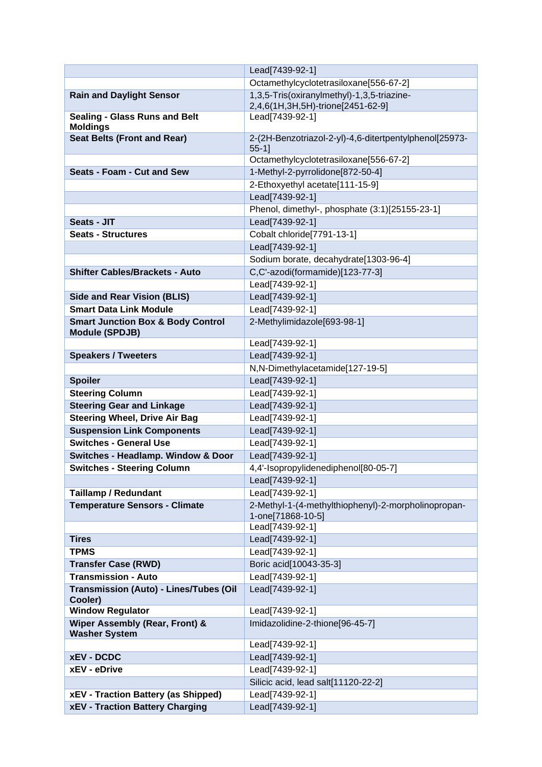| | |
|---|---|
| | Lead[7439-92-1] |
| | Octamethylcyclotetrasiloxane[556-67-2] |
| **Rain and Daylight Sensor** | 1,3,5-Tris(oxiranylmethyl)-1,3,5-triazine-2,4,6(1H,3H,5H)-trione[2451-62-9] |
| **Sealing - Glass Runs and Belt Moldings** | Lead[7439-92-1] |
| **Seat Belts (Front and Rear)** | 2-(2H-Benzotriazol-2-yl)-4,6-ditertpentylphenol[25973-55-1] |
| | Octamethylcyclotetrasiloxane[556-67-2] |
| **Seats - Foam - Cut and Sew** | 1-Methyl-2-pyrrolidone[872-50-4] |
| | 2-Ethoxyethyl acetate[111-15-9] |
| | Lead[7439-92-1] |
| | Phenol, dimethyl-, phosphate (3:1)[25155-23-1] |
| **Seats - JIT** | Lead[7439-92-1] |
| **Seats - Structures** | Cobalt chloride[7791-13-1] |
| | Lead[7439-92-1] |
| | Sodium borate, decahydrate[1303-96-4] |
| **Shifter Cables/Brackets - Auto** | C,C'-azodi(formamide)[123-77-3] |
| | Lead[7439-92-1] |
| **Side and Rear Vision (BLIS)** | Lead[7439-92-1] |
| **Smart Data Link Module** | Lead[7439-92-1] |
| **Smart Junction Box & Body Control Module (SPDJB)** | 2-Methylimidazole[693-98-1] |
| | Lead[7439-92-1] |
| **Speakers / Tweeters** | Lead[7439-92-1] |
| | N,N-Dimethylacetamide[127-19-5] |
| **Spoiler** | Lead[7439-92-1] |
| **Steering Column** | Lead[7439-92-1] |
| **Steering Gear and Linkage** | Lead[7439-92-1] |
| **Steering Wheel, Drive Air Bag** | Lead[7439-92-1] |
| **Suspension Link Components** | Lead[7439-92-1] |
| **Switches - General Use** | Lead[7439-92-1] |
| **Switches - Headlamp. Window & Door** | Lead[7439-92-1] |
| **Switches - Steering Column** | 4,4'-Isopropylidenediphenol[80-05-7] |
| | Lead[7439-92-1] |
| **Taillamp / Redundant** | Lead[7439-92-1] |
| **Temperature Sensors - Climate** | 2-Methyl-1-(4-methylthiophenyl)-2-morpholinopropan-1-one[71868-10-5] |
| | Lead[7439-92-1] |
| **Tires** | Lead[7439-92-1] |
| **TPMS** | Lead[7439-92-1] |
| **Transfer Case (RWD)** | Boric acid[10043-35-3] |
| **Transmission - Auto** | Lead[7439-92-1] |
| **Transmission (Auto) - Lines/Tubes (Oil Cooler)** | Lead[7439-92-1] |
| **Window Regulator** | Lead[7439-92-1] |
| **Wiper Assembly (Rear, Front) & Washer System** | Imidazolidine-2-thione[96-45-7] |
| | Lead[7439-92-1] |
| **xEV - DCDC** | Lead[7439-92-1] |
| **xEV - eDrive** | Lead[7439-92-1] |
| | Silicic acid, lead salt[11120-22-2] |
| **xEV - Traction Battery (as Shipped)** | Lead[7439-92-1] |
| **xEV - Traction Battery Charging** | Lead[7439-92-1] |